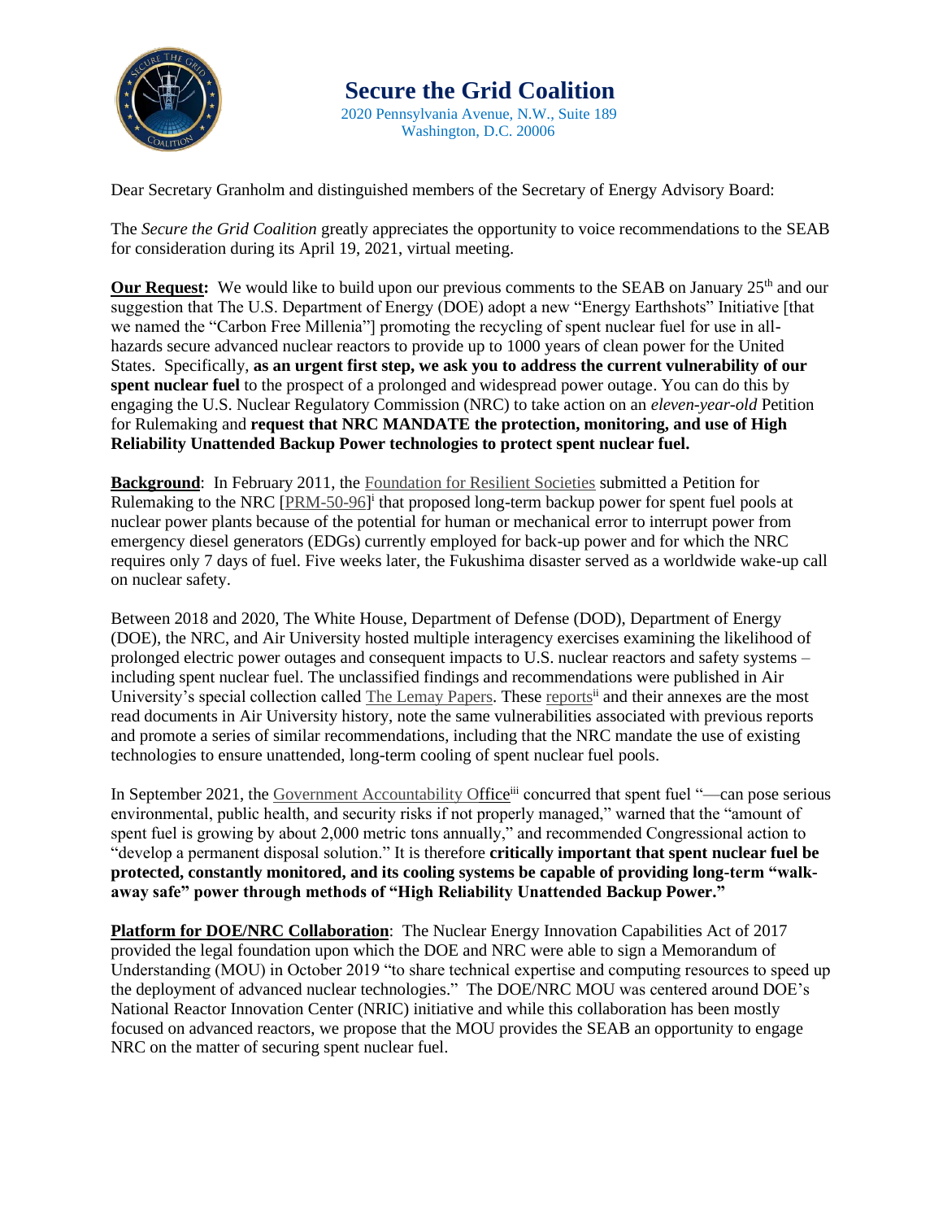# Secure the Grid Coalition

2020 Pennsylvania Avenue, N.W., Suite 189
Washington, D.C. 20006

Dear Secretary Granholm and distinguished members of the Secretary of Energy Advisory Board:

The *Secure the Grid Coalition* greatly appreciates the opportunity to voice recommendations to the SEAB for consideration during its April 19, 2021, virtual meeting.

**Our Request:** We would like to build upon our previous comments to the SEAB on January 25th and our suggestion that The U.S. Department of Energy (DOE) adopt a new "Energy Earthshots" Initiative [that we named the "Carbon Free Millenia"] promoting the recycling of spent nuclear fuel for use in all-hazards secure advanced nuclear reactors to provide up to 1000 years of clean power for the United States. Specifically, **as an urgent first step, we ask you to address the current vulnerability of our spent nuclear fuel** to the prospect of a prolonged and widespread power outage. You can do this by engaging the U.S. Nuclear Regulatory Commission (NRC) to take action on an *eleven-year-old* Petition for Rulemaking and **request that NRC MANDATE the protection, monitoring, and use of High Reliability Unattended Backup Power technologies to protect spent nuclear fuel.**

**Background**: In February 2011, the Foundation for Resilient Societies submitted a Petition for Rulemaking to the NRC [PRM-50-96][i] that proposed long-term backup power for spent fuel pools at nuclear power plants because of the potential for human or mechanical error to interrupt power from emergency diesel generators (EDGs) currently employed for back-up power and for which the NRC requires only 7 days of fuel. Five weeks later, the Fukushima disaster served as a worldwide wake-up call on nuclear safety.

Between 2018 and 2020, The White House, Department of Defense (DOD), Department of Energy (DOE), the NRC, and Air University hosted multiple interagency exercises examining the likelihood of prolonged electric power outages and consequent impacts to U.S. nuclear reactors and safety systems – including spent nuclear fuel. The unclassified findings and recommendations were published in Air University's special collection called The Lemay Papers. These reports[ii] and their annexes are the most read documents in Air University history, note the same vulnerabilities associated with previous reports and promote a series of similar recommendations, including that the NRC mandate the use of existing technologies to ensure unattended, long-term cooling of spent nuclear fuel pools.

In September 2021, the Government Accountability Office[iii] concurred that spent fuel "—can pose serious environmental, public health, and security risks if not properly managed," warned that the "amount of spent fuel is growing by about 2,000 metric tons annually," and recommended Congressional action to "develop a permanent disposal solution." It is therefore **critically important that spent nuclear fuel be protected, constantly monitored, and its cooling systems be capable of providing long-term "walk-away safe" power through methods of "High Reliability Unattended Backup Power."**

**Platform for DOE/NRC Collaboration**: The Nuclear Energy Innovation Capabilities Act of 2017 provided the legal foundation upon which the DOE and NRC were able to sign a Memorandum of Understanding (MOU) in October 2019 "to share technical expertise and computing resources to speed up the deployment of advanced nuclear technologies." The DOE/NRC MOU was centered around DOE's National Reactor Innovation Center (NRIC) initiative and while this collaboration has been mostly focused on advanced reactors, we propose that the MOU provides the SEAB an opportunity to engage NRC on the matter of securing spent nuclear fuel.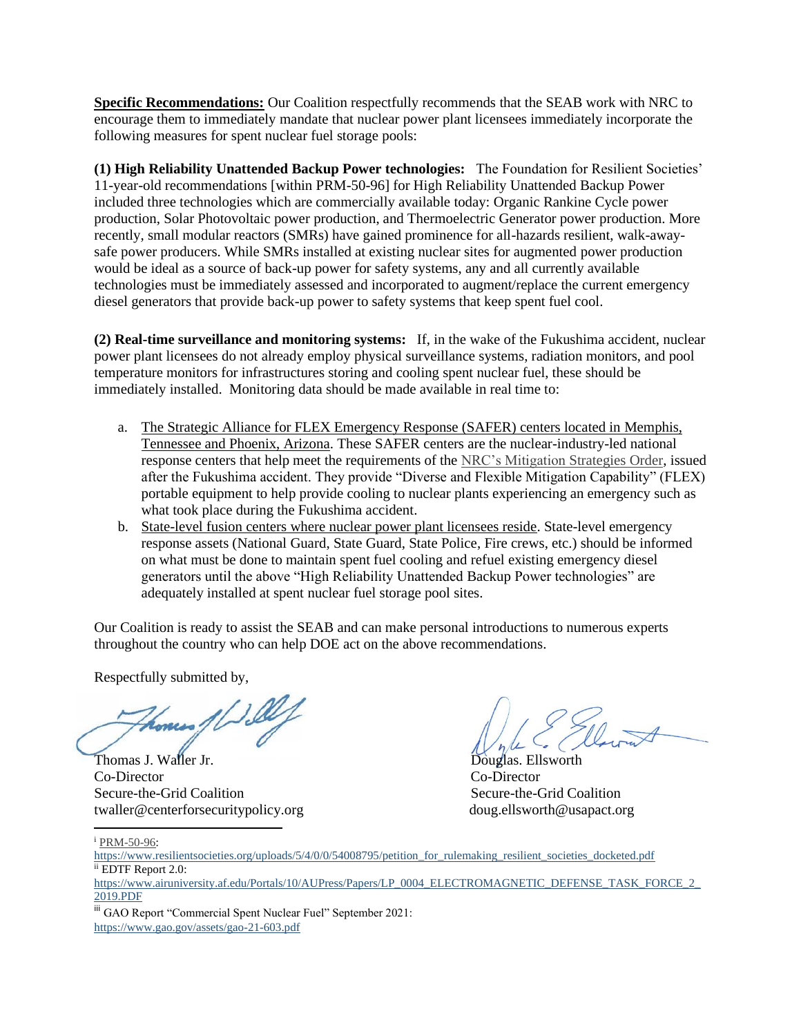**Specific Recommendations:** Our Coalition respectfully recommends that the SEAB work with NRC to encourage them to immediately mandate that nuclear power plant licensees immediately incorporate the following measures for spent nuclear fuel storage pools:

**(1) High Reliability Unattended Backup Power technologies:** The Foundation for Resilient Societies' 11-year-old recommendations [within PRM-50-96] for High Reliability Unattended Backup Power included three technologies which are commercially available today: Organic Rankine Cycle power production, Solar Photovoltaic power production, and Thermoelectric Generator power production. More recently, small modular reactors (SMRs) have gained prominence for all-hazards resilient, walk-away-safe power producers. While SMRs installed at existing nuclear sites for augmented power production would be ideal as a source of back-up power for safety systems, any and all currently available technologies must be immediately assessed and incorporated to augment/replace the current emergency diesel generators that provide back-up power to safety systems that keep spent fuel cool.

**(2) Real-time surveillance and monitoring systems:** If, in the wake of the Fukushima accident, nuclear power plant licensees do not already employ physical surveillance systems, radiation monitors, and pool temperature monitors for infrastructures storing and cooling spent nuclear fuel, these should be immediately installed. Monitoring data should be made available in real time to:

a. The Strategic Alliance for FLEX Emergency Response (SAFER) centers located in Memphis, Tennessee and Phoenix, Arizona. These SAFER centers are the nuclear-industry-led national response centers that help meet the requirements of the NRC's Mitigation Strategies Order, issued after the Fukushima accident. They provide "Diverse and Flexible Mitigation Capability" (FLEX) portable equipment to help provide cooling to nuclear plants experiencing an emergency such as what took place during the Fukushima accident.

b. State-level fusion centers where nuclear power plant licensees reside. State-level emergency response assets (National Guard, State Guard, State Police, Fire crews, etc.) should be informed on what must be done to maintain spent fuel cooling and refuel existing emergency diesel generators until the above "High Reliability Unattended Backup Power technologies" are adequately installed at spent nuclear fuel storage pool sites.

Our Coalition is ready to assist the SEAB and can make personal introductions to numerous experts throughout the country who can help DOE act on the above recommendations.

Respectfully submitted by,

Thomas J. Waller Jr.
Co-Director
Secure-the-Grid Coalition
twaller@centerforsecuritypolicy.org

Douglas. Ellsworth
Co-Director
Secure-the-Grid Coalition
doug.ellsworth@usapact.org

---

[i] PRM-50-96: https://www.resilientsocieties.org/uploads/5/4/0/0/54008795/petition_for_rulemaking_resilient_societies_docketed.pdf

[ii] EDTF Report 2.0: https://www.airuniversity.af.edu/Portals/10/AUPress/Papers/LP_0004_ELECTROMAGNETIC_DEFENSE_TASK_FORCE_2_2019.PDF

[iii] GAO Report "Commercial Spent Nuclear Fuel" September 2021: https://www.gao.gov/assets/gao-21-603.pdf